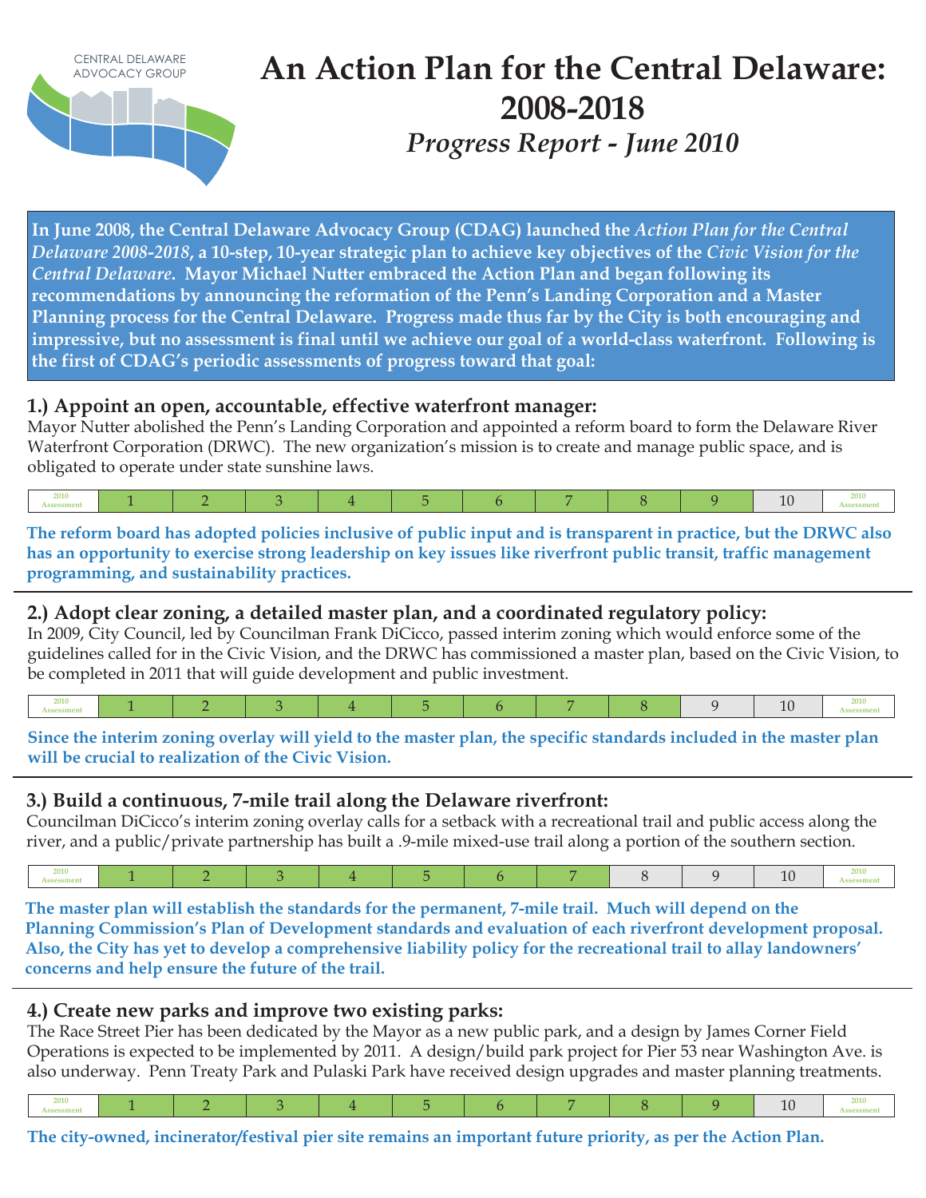CENTRAL DELAWARE ADVOCACY GROUP

# An Action Plan for the Central Delaware: 2008-2018

## *Progress Report - June 2010*

**In June 2008, the Central Delaware Advocacy Group (CDAG) launched the *Action Plan for the Central Delaware 2008-2018*, a 10-step, 10-year strategic plan to achieve key objectives of the *Civic Vision for the Central Delaware*. Mayor Michael Nutter embraced the Action Plan and began following its recommendations by announcing the reformation of the Penn's Landing Corporation and a Master Planning process for the Central Delaware. Progress made thus far by the City is both encouraging and impressive, but no assessment is final until we achieve our goal of a world-class waterfront. Following is the first of CDAG's periodic assessments of progress toward that goal:**

### 1.) Appoint an open, accountable, effective waterfront manager:

Mayor Nutter abolished the Penn's Landing Corporation and appointed a reform board to form the Delaware River Waterfront Corporation (DRWC). The new organization's mission is to create and manage public space, and is obligated to operate under state sunshine laws.

| 2010 Assessment | 1 | 2 | 3 | 4 | 5 | 6 | 7 | 8 | 9 | 10 | 2010 Assessment |
|---|---|---|---|---|---|---|---|---|---|---|---|

**The reform board has adopted policies inclusive of public input and is transparent in practice, but the DRWC also has an opportunity to exercise strong leadership on key issues like riverfront public transit, traffic management programming, and sustainability practices.**

---

### 2.) Adopt clear zoning, a detailed master plan, and a coordinated regulatory policy:

In 2009, City Council, led by Councilman Frank DiCicco, passed interim zoning which would enforce some of the guidelines called for in the Civic Vision, and the DRWC has commissioned a master plan, based on the Civic Vision, to be completed in 2011 that will guide development and public investment.

| 2010 Assessment | 1 | 2 | 3 | 4 | 5 | 6 | 7 | 8 | 9 | 10 | 2010 Assessment |
|---|---|---|---|---|---|---|---|---|---|---|---|

**Since the interim zoning overlay will yield to the master plan, the specific standards included in the master plan will be crucial to realization of the Civic Vision.**

---

### 3.) Build a continuous, 7-mile trail along the Delaware riverfront:

Councilman DiCicco's interim zoning overlay calls for a setback with a recreational trail and public access along the river, and a public/private partnership has built a .9-mile mixed-use trail along a portion of the southern section.

| 2010 Assessment | 1 | 2 | 3 | 4 | 5 | 6 | 7 | 8 | 9 | 10 | 2010 Assessment |
|---|---|---|---|---|---|---|---|---|---|---|---|

**The master plan will establish the standards for the permanent, 7-mile trail. Much will depend on the Planning Commission's Plan of Development standards and evaluation of each riverfront development proposal. Also, the City has yet to develop a comprehensive liability policy for the recreational trail to allay landowners' concerns and help ensure the future of the trail.**

---

### 4.) Create new parks and improve two existing parks:

The Race Street Pier has been dedicated by the Mayor as a new public park, and a design by James Corner Field Operations is expected to be implemented by 2011. A design/build park project for Pier 53 near Washington Ave. is also underway. Penn Treaty Park and Pulaski Park have received design upgrades and master planning treatments.

| 2010 Assessment | 1 | 2 | 3 | 4 | 5 | 6 | 7 | 8 | 9 | 10 | 2010 Assessment |
|---|---|---|---|---|---|---|---|---|---|---|---|

**The city-owned, incinerator/festival pier site remains an important future priority, as per the Action Plan.**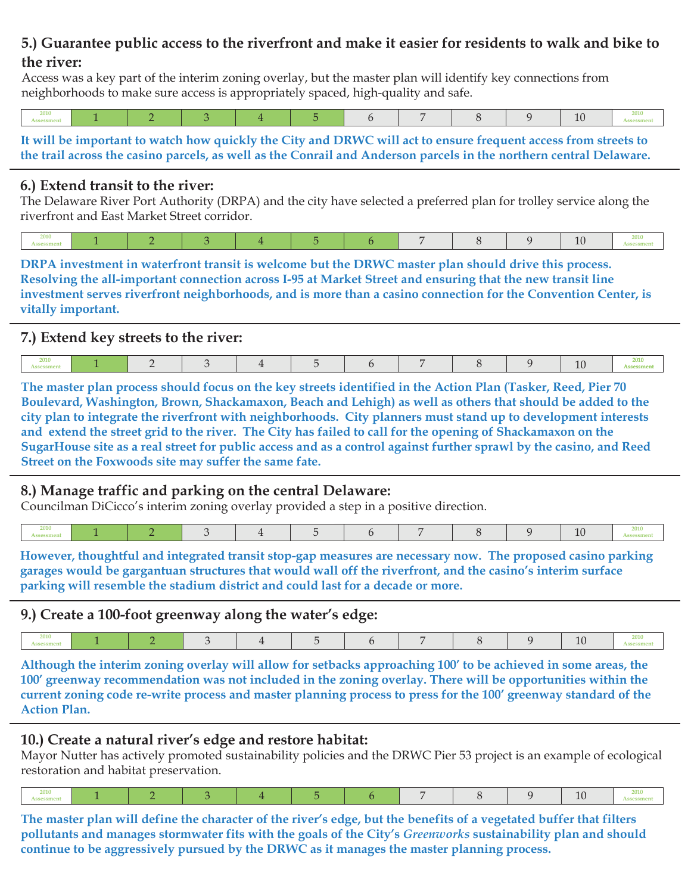### 5.) Guarantee public access to the riverfront and make it easier for residents to walk and bike to the river:

Access was a key part of the interim zoning overlay, but the master plan will identify key connections from neighborhoods to make sure access is appropriately spaced, high-quality and safe.

| 2010 Assessment | 1 | 2 | 3 | 4 | 5 | 6 | 7 | 8 | 9 | 10 | 2010 Assessment |
|---|---|---|---|---|---|---|---|---|---|---|---|

**It will be important to watch how quickly the City and DRWC will act to ensure frequent access from streets to the trail across the casino parcels, as well as the Conrail and Anderson parcels in the northern central Delaware.**

### 6.) Extend transit to the river:

The Delaware River Port Authority (DRPA) and the city have selected a preferred plan for trolley service along the riverfront and East Market Street corridor.

| 2010 Assessment | 1 | 2 | 3 | 4 | 5 | 6 | 7 | 8 | 9 | 10 | 2010 Assessment |
|---|---|---|---|---|---|---|---|---|---|---|---|

**DRPA investment in waterfront transit is welcome but the DRWC master plan should drive this process. Resolving the all-important connection across I-95 at Market Street and ensuring that the new transit line investment serves riverfront neighborhoods, and is more than a casino connection for the Convention Center, is vitally important.**

### 7.) Extend key streets to the river:

| 2010 Assessment | 1 | 2 | 3 | 4 | 5 | 6 | 7 | 8 | 9 | 10 | 2010 Assessment |
|---|---|---|---|---|---|---|---|---|---|---|---|

**The master plan process should focus on the key streets identified in the Action Plan (Tasker, Reed, Pier 70 Boulevard, Washington, Brown, Shackamaxon, Beach and Lehigh) as well as others that should be added to the city plan to integrate the riverfront with neighborhoods. City planners must stand up to development interests and extend the street grid to the river. The City has failed to call for the opening of Shackamaxon on the SugarHouse site as a real street for public access and as a control against further sprawl by the casino, and Reed Street on the Foxwoods site may suffer the same fate.**

### 8.) Manage traffic and parking on the central Delaware:

Councilman DiCicco's interim zoning overlay provided a step in a positive direction.

| 2010 Assessment | 1 | 2 | 3 | 4 | 5 | 6 | 7 | 8 | 9 | 10 | 2010 Assessment |
|---|---|---|---|---|---|---|---|---|---|---|---|

**However, thoughtful and integrated transit stop-gap measures are necessary now. The proposed casino parking garages would be gargantuan structures that would wall off the riverfront, and the casino's interim surface parking will resemble the stadium district and could last for a decade or more.**

### 9.) Create a 100-foot greenway along the water's edge:

| 2010 Assessment | 1 | 2 | 3 | 4 | 5 | 6 | 7 | 8 | 9 | 10 | 2010 Assessment |
|---|---|---|---|---|---|---|---|---|---|---|---|

**Although the interim zoning overlay will allow for setbacks approaching 100' to be achieved in some areas, the 100' greenway recommendation was not included in the zoning overlay. There will be opportunities within the current zoning code re-write process and master planning process to press for the 100' greenway standard of the Action Plan.**

### 10.) Create a natural river's edge and restore habitat:

Mayor Nutter has actively promoted sustainability policies and the DRWC Pier 53 project is an example of ecological restoration and habitat preservation.

| 2010 Assessment | 1 | 2 | 3 | 4 | 5 | 6 | 7 | 8 | 9 | 10 | 2010 Assessment |
|---|---|---|---|---|---|---|---|---|---|---|---|

**The master plan will define the character of the river's edge, but the benefits of a vegetated buffer that filters pollutants and manages stormwater fits with the goals of the City's *Greenworks* sustainability plan and should continue to be aggressively pursued by the DRWC as it manages the master planning process.**